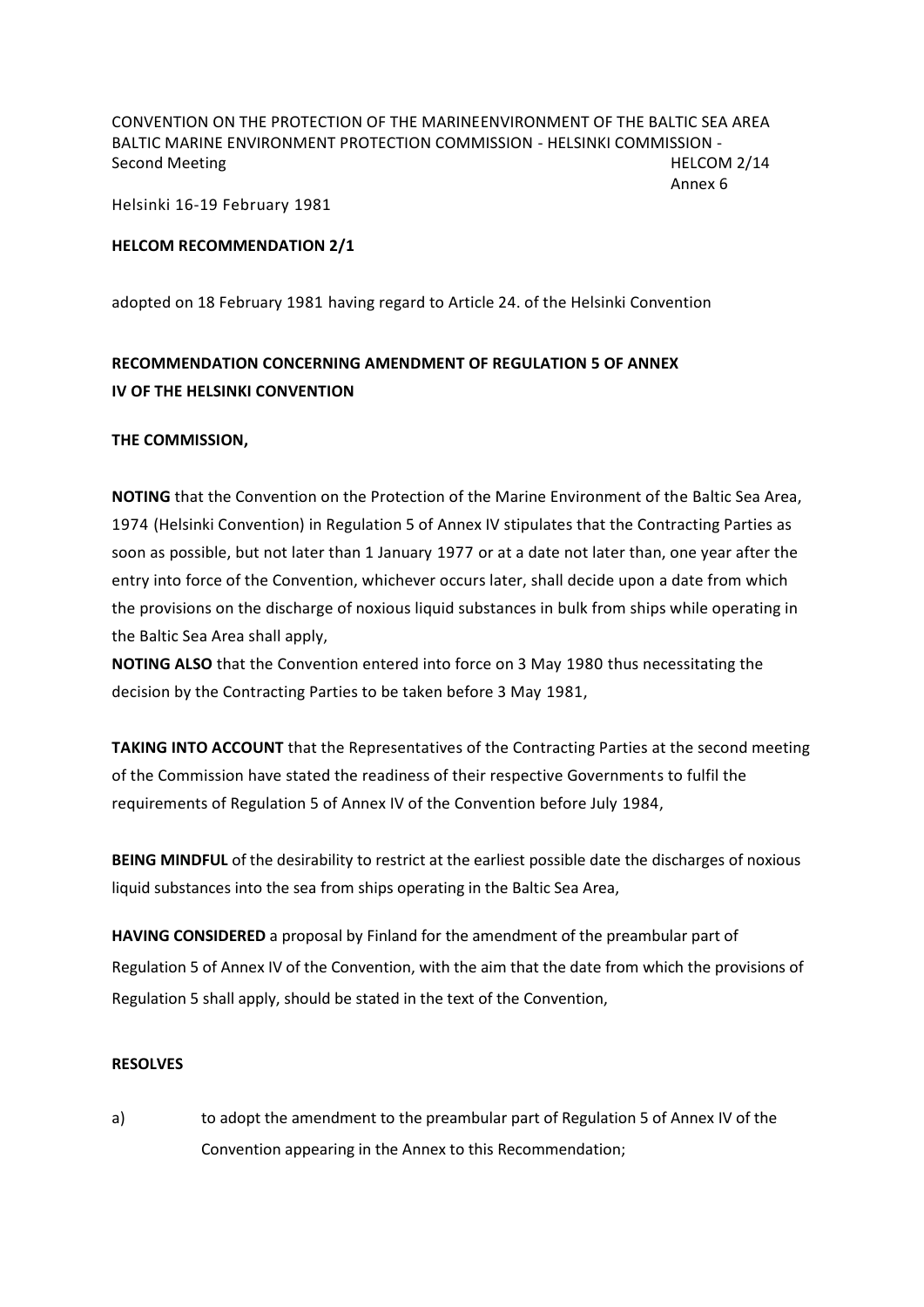CONVENTION ON THE PROTECTION OF THE MARINEENVIRONMENT OF THE BALTIC SEA AREA
BALTIC MARINE ENVIRONMENT PROTECTION COMMISSION - HELSINKI COMMISSION -
Second Meeting HELCOM 2/14
Annex 6

Helsinki 16-19 February 1981

**HELCOM RECOMMENDATION 2/1**

adopted on 18 February 1981 having regard to Article 24. of the Helsinki Convention

## RECOMMENDATION CONCERNING AMENDMENT OF REGULATION 5 OF ANNEX IV OF THE HELSINKI CONVENTION

**THE COMMISSION,**

**NOTING** that the Convention on the Protection of the Marine Environment of the Baltic Sea Area, 1974 (Helsinki Convention) in Regulation 5 of Annex IV stipulates that the Contracting Parties as soon as possible, but not later than 1 January 1977 or at a date not later than, one year after the entry into force of the Convention, whichever occurs later, shall decide upon a date from which the provisions on the discharge of noxious liquid substances in bulk from ships while operating in the Baltic Sea Area shall apply,

**NOTING ALSO** that the Convention entered into force on 3 May 1980 thus necessitating the decision by the Contracting Parties to be taken before 3 May 1981,

**TAKING INTO ACCOUNT** that the Representatives of the Contracting Parties at the second meeting of the Commission have stated the readiness of their respective Governments to fulfil the requirements of Regulation 5 of Annex IV of the Convention before July 1984,

**BEING MINDFUL** of the desirability to restrict at the earliest possible date the discharges of noxious liquid substances into the sea from ships operating in the Baltic Sea Area,

**HAVING CONSIDERED** a proposal by Finland for the amendment of the preambular part of Regulation 5 of Annex IV of the Convention, with the aim that the date from which the provisions of Regulation 5 shall apply, should be stated in the text of the Convention,

**RESOLVES**

a) to adopt the amendment to the preambular part of Regulation 5 of Annex IV of the Convention appearing in the Annex to this Recommendation;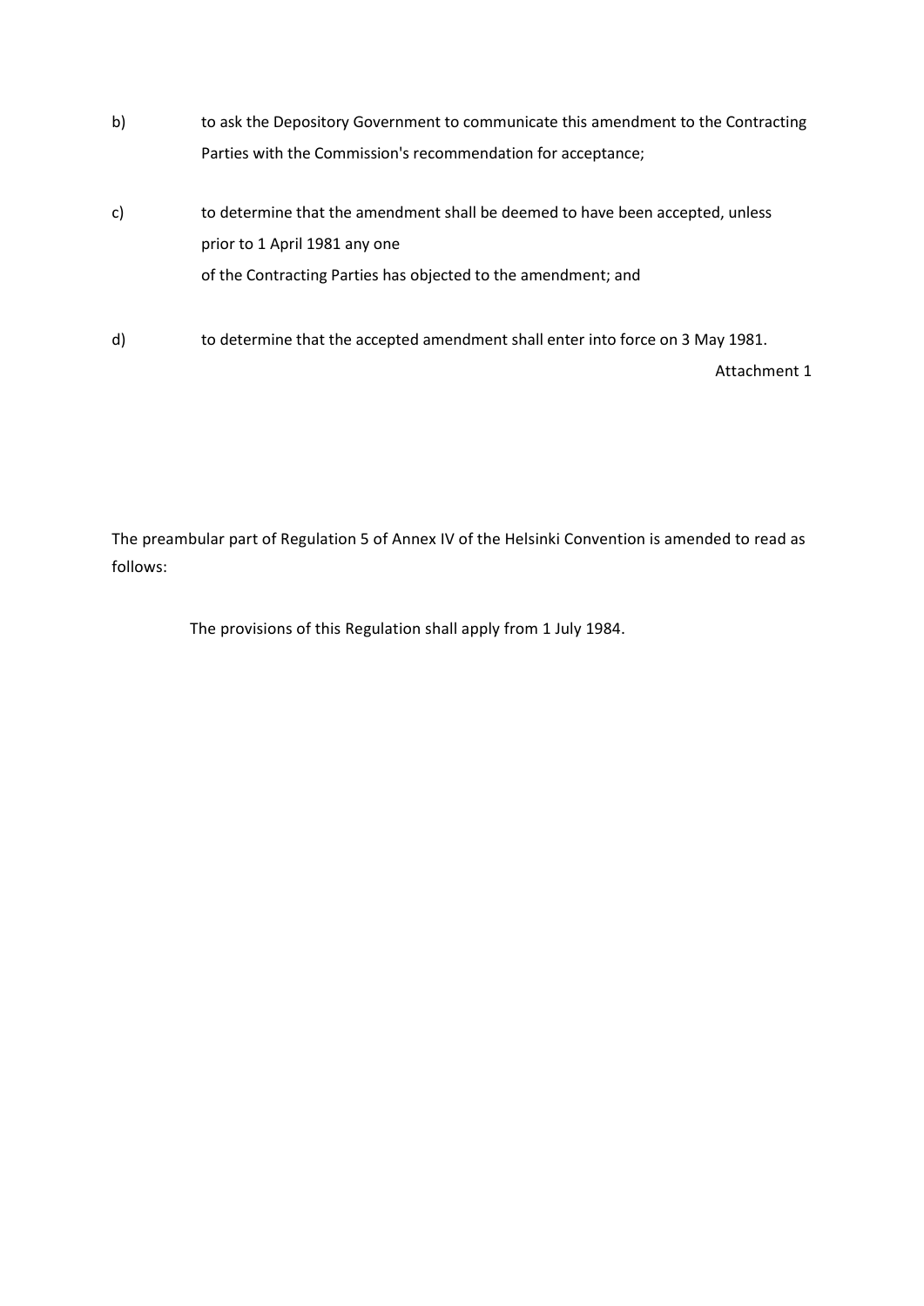b) to ask the Depository Government to communicate this amendment to the Contracting Parties with the Commission's recommendation for acceptance;

c) to determine that the amendment shall be deemed to have been accepted, unless prior to 1 April 1981 any one of the Contracting Parties has objected to the amendment; and

d) to determine that the accepted amendment shall enter into force on 3 May 1981.

Attachment 1

The preambular part of Regulation 5 of Annex IV of the Helsinki Convention is amended to read as follows:

> The provisions of this Regulation shall apply from 1 July 1984.